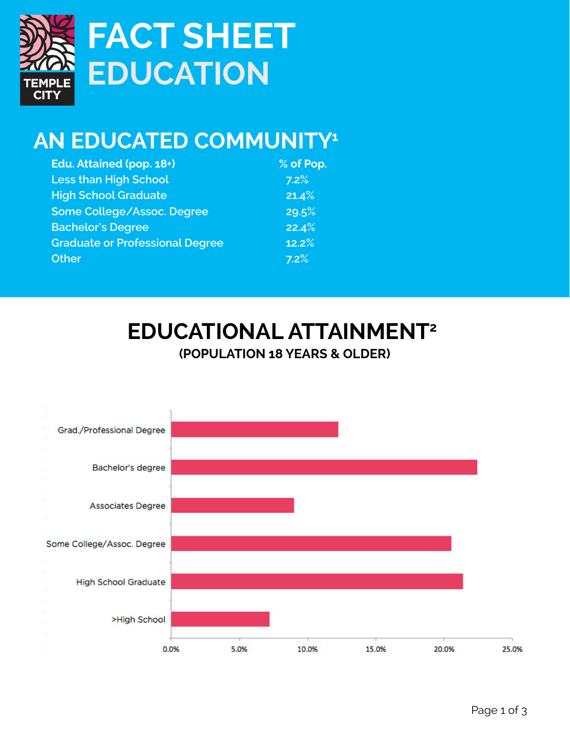# FACT SHEET
# EDUCATION

## AN EDUCATED COMMUNITY[1]

| Edu. Attained (pop. 18+) | % of Pop. |
|---|---|
| Less than High School | 7.2% |
| High School Graduate | 21.4% |
| Some College/Assoc. Degree | 29.5% |
| Bachelor's Degree | 22.4% |
| Graduate or Professional Degree | 12.2% |
| Other | 7.2% |

## EDUCATIONAL ATTAINMENT[2]

### (POPULATION 18 YEARS & OLDER)

Grad./Professional Degree

Bachelor's degree

Associates Degree

Some College/Assoc. Degree

High School Graduate

>High School

0.0% 5.0% 10.0% 15.0% 20.0% 25.0%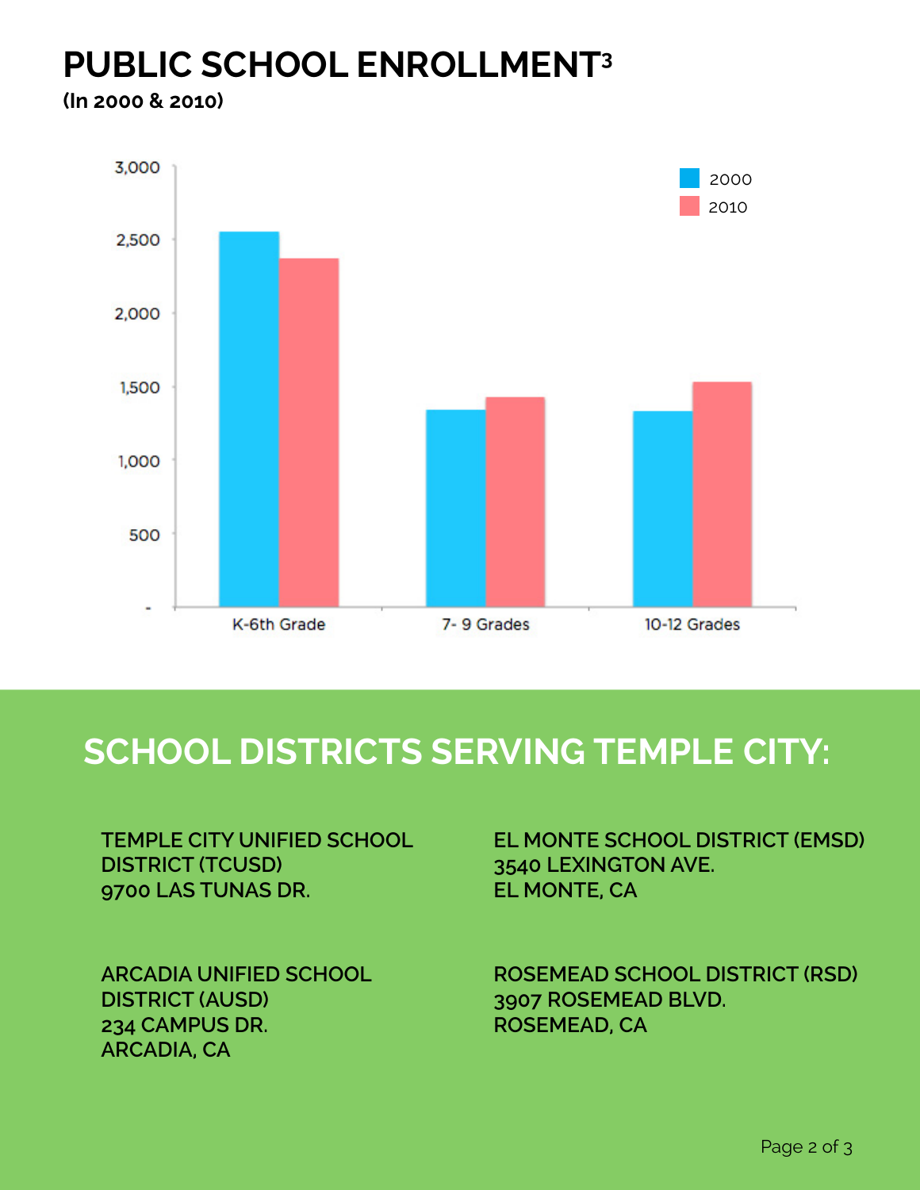# PUBLIC SCHOOL ENROLLMENT[3]

**(In 2000 & 2010)**

## SCHOOL DISTRICTS SERVING TEMPLE CITY:

**TEMPLE CITY UNIFIED SCHOOL DISTRICT (TCUSD)**
**9700 LAS TUNAS DR.**

**ARCADIA UNIFIED SCHOOL DISTRICT (AUSD)**
**234 CAMPUS DR.**
**ARCADIA, CA**

**EL MONTE SCHOOL DISTRICT (EMSD)**
**3540 LEXINGTON AVE.**
**EL MONTE, CA**

**ROSEMEAD SCHOOL DISTRICT (RSD)**
**3907 ROSEMEAD BLVD.**
**ROSEMEAD, CA**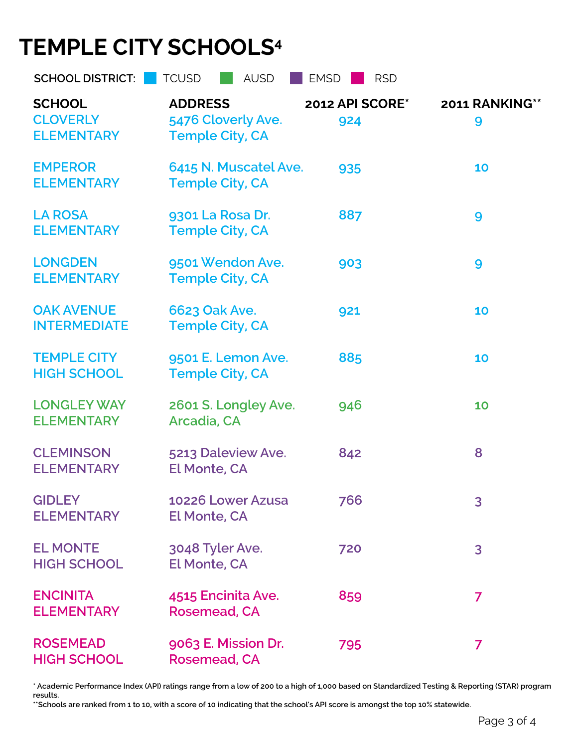# TEMPLE CITY SCHOOLS[4]

**SCHOOL DISTRICT:** TCUSD | AUSD | EMSD | RSD

| SCHOOL | ADDRESS | 2012 API SCORE* | 2011 RANKING** |
|---|---|---|---|
| CLOVERLY ELEMENTARY | 5476 Cloverly Ave. Temple City, CA | 924 | 9 |
| EMPEROR ELEMENTARY | 6415 N. Muscatel Ave. Temple City, CA | 935 | 10 |
| LA ROSA ELEMENTARY | 9301 La Rosa Dr. Temple City, CA | 887 | 9 |
| LONGDEN ELEMENTARY | 9501 Wendon Ave. Temple City, CA | 903 | 9 |
| OAK AVENUE INTERMEDIATE | 6623 Oak Ave. Temple City, CA | 921 | 10 |
| TEMPLE CITY HIGH SCHOOL | 9501 E. Lemon Ave. Temple City, CA | 885 | 10 |
| LONGLEY WAY ELEMENTARY | 2601 S. Longley Ave. Arcadia, CA | 946 | 10 |
| CLEMINSON ELEMENTARY | 5213 Daleview Ave. El Monte, CA | 842 | 8 |
| GIDLEY ELEMENTARY | 10226 Lower Azusa El Monte, CA | 766 | 3 |
| EL MONTE HIGH SCHOOL | 3048 Tyler Ave. El Monte, CA | 720 | 3 |
| ENCINITA ELEMENTARY | 4515 Encinita Ave. Rosemead, CA | 859 | 7 |
| ROSEMEAD HIGH SCHOOL | 9063 E. Mission Dr. Rosemead, CA | 795 | 7 |

\* Academic Performance Index (API) ratings range from a low of 200 to a high of 1,000 based on Standardized Testing & Reporting (STAR) program results.

\*\*Schools are ranked from 1 to 10, with a score of 10 indicating that the school's API score is amongst the top 10% statewide.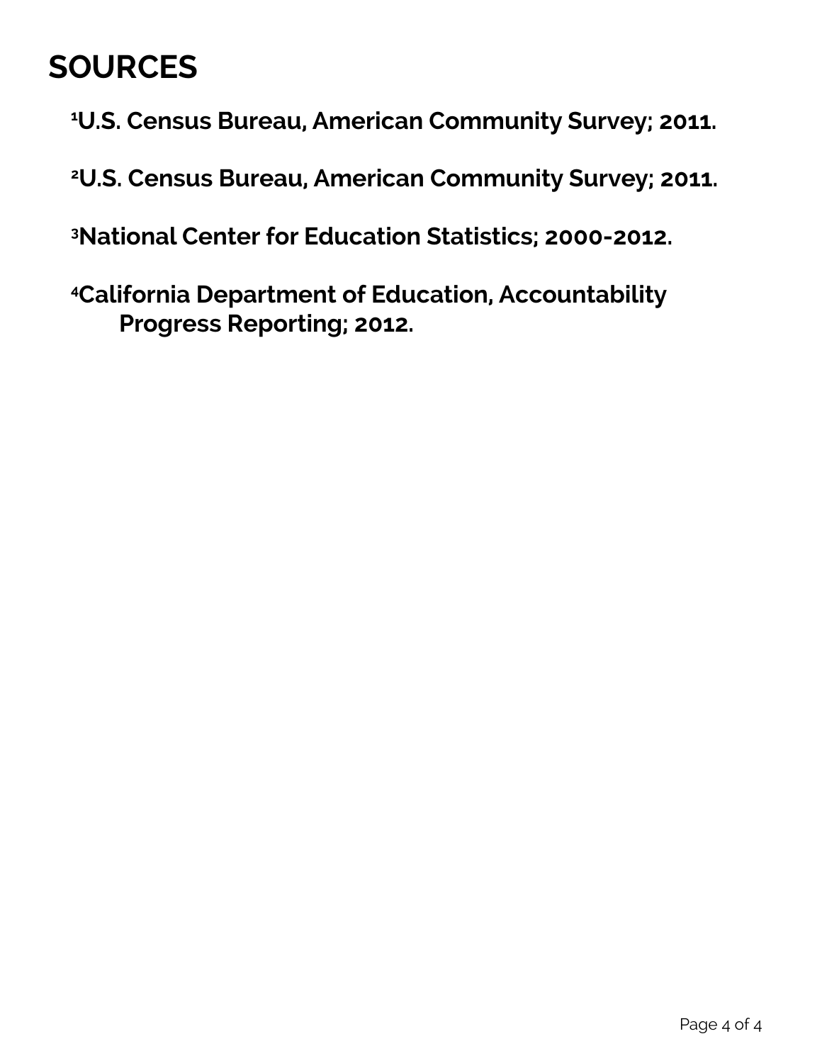# SOURCES

[1]**U.S. Census Bureau, American Community Survey; 2011.**

[2]**U.S. Census Bureau, American Community Survey; 2011.**

[3]**National Center for Education Statistics; 2000-2012.**

[4]**California Department of Education, Accountability Progress Reporting; 2012.**